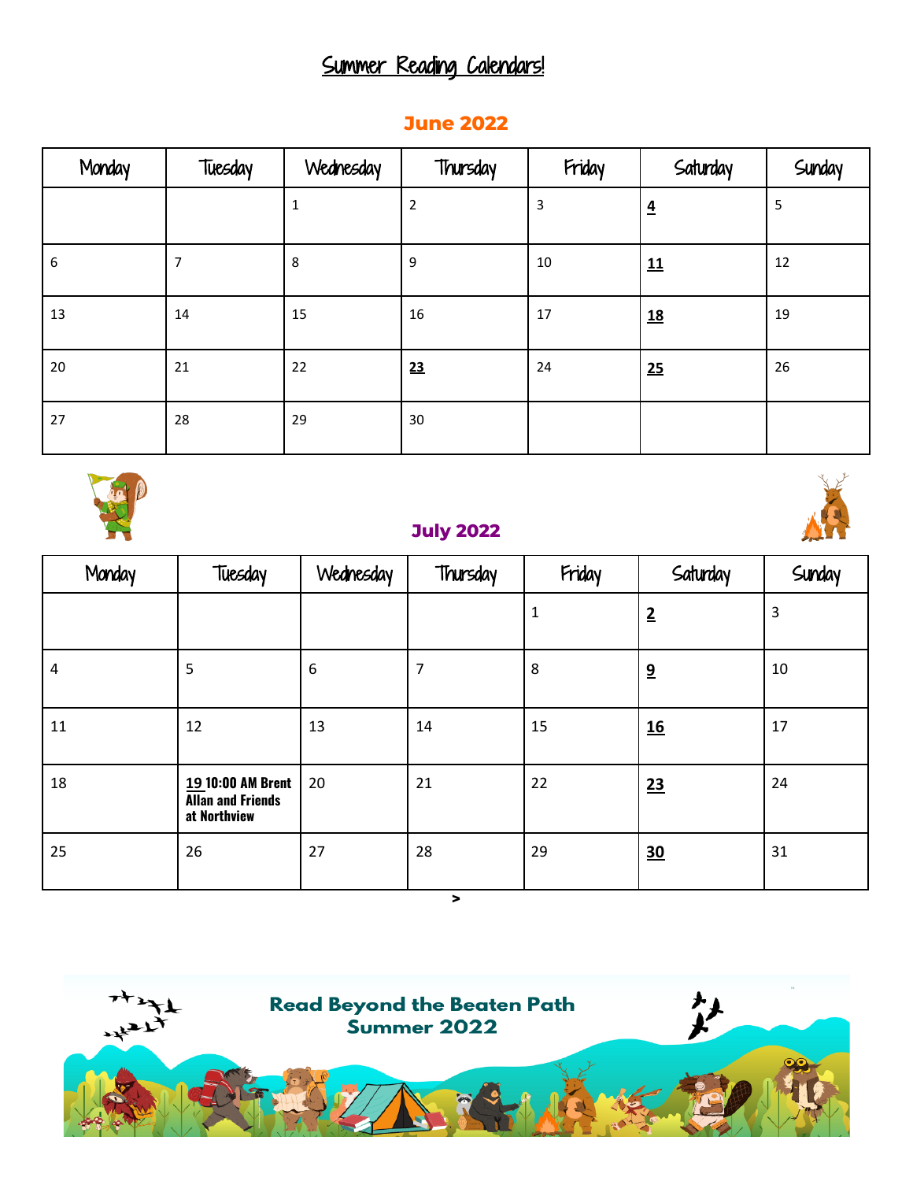# Summer Reading Calendars!

## June 2022

| Monday | Tuesday | Wednesday | Thursday | Friday | Saturday | Sunday |
|---|---|---|---|---|---|---|
| | | 1 | 2 | 3 | **4** | 5 |
| 6 | 7 | 8 | 9 | 10 | **11** | 12 |
| 13 | 14 | 15 | 16 | 17 | **18** | 19 |
| 20 | 21 | 22 | **23** | 24 | **25** | 26 |
| 27 | 28 | 29 | 30 | | | |

## July 2022

| Monday | Tuesday | Wednesday | Thursday | Friday | Saturday | Sunday |
|---|---|---|---|---|---|---|
| | | | | 1 | **2** | 3 |
| 4 | 5 | 6 | 7 | 8 | **9** | 10 |
| 11 | 12 | 13 | 14 | 15 | **16** | 17 |
| 18 | **19** **10:00 AM Brent Allan and Friends at Northview** | 20 | 21 | 22 | **23** | 24 |
| 25 | 26 | 27 | 28 | 29 | **30** | 31 |

>

**Read Beyond the Beaten Path**
**Summer 2022**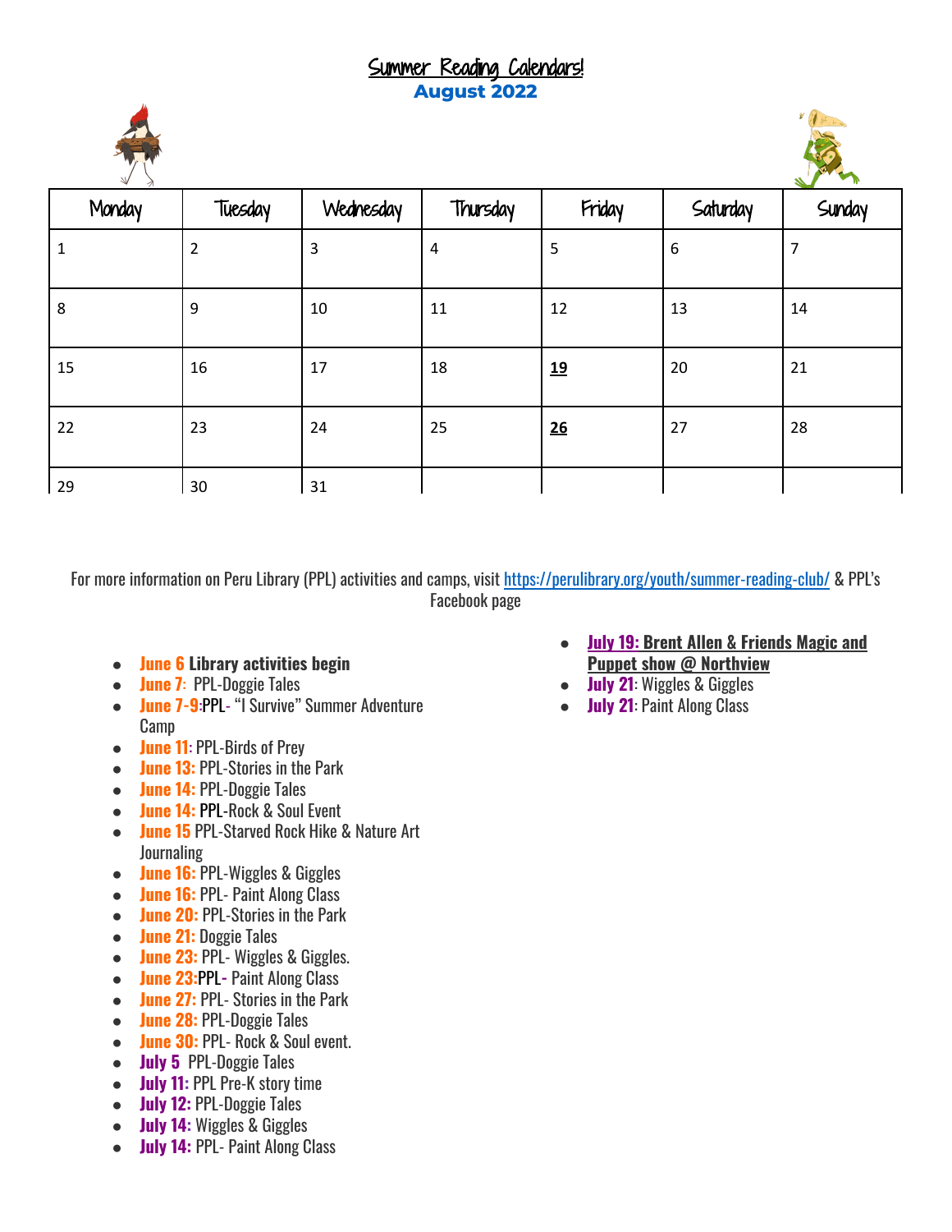# Summer Reading Calendars!

## August 2022

| Monday | Tuesday | Wednesday | Thursday | Friday | Saturday | Sunday |
|---|---|---|---|---|---|---|
| 1 | 2 | 3 | 4 | 5 | 6 | 7 |
| 8 | 9 | 10 | 11 | 12 | 13 | 14 |
| 15 | 16 | 17 | 18 | **19** | 20 | 21 |
| 22 | 23 | 24 | 25 | **26** | 27 | 28 |
| 29 | 30 | 31 | | | | |

For more information on Peru Library (PPL) activities and camps, visit https://perulibrary.org/youth/summer-reading-club/ & PPL's Facebook page

- **June 6 Library activities begin**
- **June 7**: PPL-Doggie Tales
- **June 7-9**:PPL- "I Survive" Summer Adventure Camp
- **June 11**: PPL-Birds of Prey
- **June 13:** PPL-Stories in the Park
- **June 14:** PPL-Doggie Tales
- **June 14:** PPL-Rock & Soul Event
- **June 15** PPL-Starved Rock Hike & Nature Art Journaling
- **June 16:** PPL-Wiggles & Giggles
- **June 16:** PPL- Paint Along Class
- **June 20:** PPL-Stories in the Park
- **June 21:** Doggie Tales
- **June 23:** PPL- Wiggles & Giggles.
- **June 23**:PPL- Paint Along Class
- **June 27:** PPL- Stories in the Park
- **June 28:** PPL-Doggie Tales
- **June 30:** PPL- Rock & Soul event.
- **July 5** PPL-Doggie Tales
- **July 11:** PPL Pre-K story time
- **July 12:** PPL-Doggie Tales
- **July 14:** Wiggles & Giggles
- **July 14:** PPL- Paint Along Class
- **July 19: Brent Allen & Friends Magic and Puppet show @ Northview**
- **July 21**: Wiggles & Giggles
- **July 21**: Paint Along Class